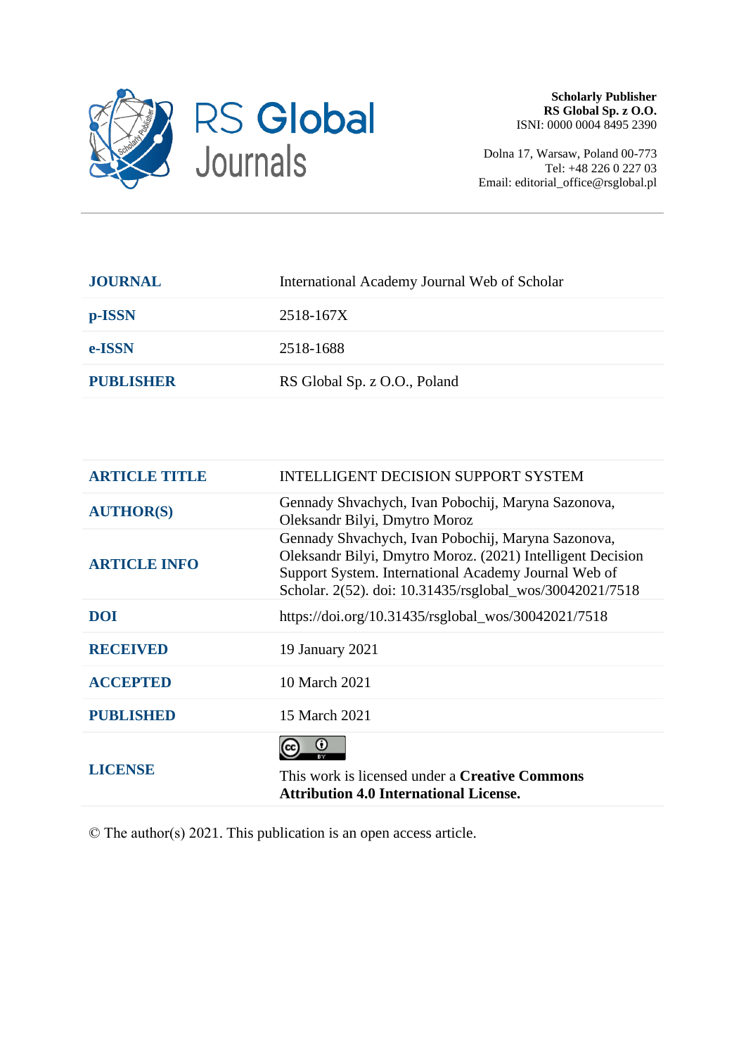**Scholarly Publisher**
**RS Global Sp. z O.O.**
ISNI: 0000 0004 8495 2390

Dolna 17, Warsaw, Poland 00-773
Tel: +48 226 0 227 03
Email: editorial_office@rsglobal.pl

| | |
|---|---|
| **JOURNAL** | International Academy Journal Web of Scholar |
| **p-ISSN** | 2518-167X |
| **e-ISSN** | 2518-1688 |
| **PUBLISHER** | RS Global Sp. z O.O., Poland |

| | |
|---|---|
| **ARTICLE TITLE** | INTELLIGENT DECISION SUPPORT SYSTEM |
| **AUTHOR(S)** | Gennady Shvachych, Ivan Pobochij, Maryna Sazonova, Oleksandr Bilyi, Dmytro Moroz |
| **ARTICLE INFO** | Gennady Shvachych, Ivan Pobochij, Maryna Sazonova, Oleksandr Bilyi, Dmytro Moroz. (2021) Intelligent Decision Support System. International Academy Journal Web of Scholar. 2(52). doi: 10.31435/rsglobal_wos/30042021/7518 |
| **DOI** | https://doi.org/10.31435/rsglobal_wos/30042021/7518 |
| **RECEIVED** | 19 January 2021 |
| **ACCEPTED** | 10 March 2021 |
| **PUBLISHED** | 15 March 2021 |
| **LICENSE** | This work is licensed under a **Creative Commons Attribution 4.0 International License.** |

© The author(s) 2021. This publication is an open access article.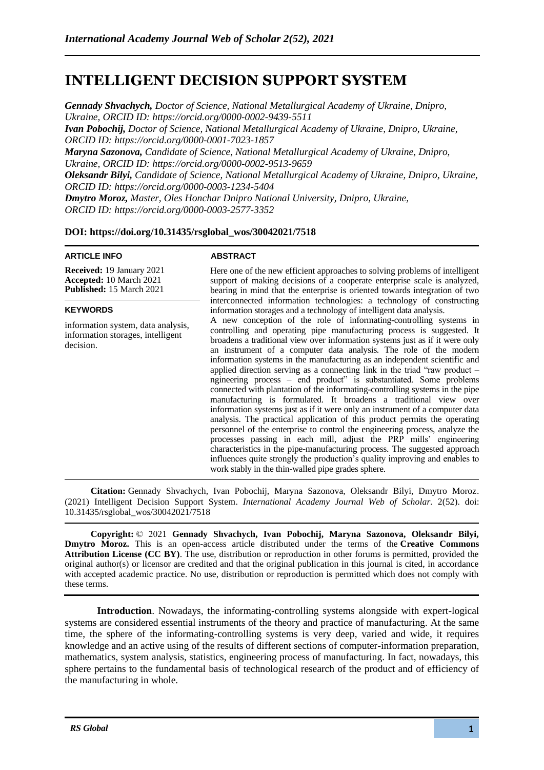# INTELLIGENT DECISION SUPPORT SYSTEM

***Gennady Shvachych,*** *Doctor of Science, National Metallurgical Academy of Ukraine, Dnipro, Ukraine, ORCID ID: https://orcid.org/0000-0002-9439-5511*
***Ivan Pobochij,*** *Doctor of Science, National Metallurgical Academy of Ukraine, Dnipro, Ukraine, ORCID ID: https://orcid.org/0000-0001-7023-1857*
***Maryna Sazonova,*** *Candidate of Science, National Metallurgical Academy of Ukraine, Dnipro, Ukraine, ORCID ID: https://orcid.org/0000-0002-9513-9659*
***Oleksandr Bilyi,*** *Candidate of Science, National Metallurgical Academy of Ukraine, Dnipro, Ukraine, ORCID ID: https://orcid.org/0000-0003-1234-5404*
***Dmytro Moroz,*** *Master, Oles Honchar Dnipro National University, Dnipro, Ukraine, ORCID ID: https://orcid.org/0000-0003-2577-3352*

**DOI: https://doi.org/10.31435/rsglobal_wos/30042021/7518**

**ARTICLE INFO**

**Received:** 19 January 2021
**Accepted:** 10 March 2021
**Published:** 15 March 2021

**KEYWORDS**

information system, data analysis, information storages, intelligent decision.

**ABSTRACT**

Here one of the new efficient approaches to solving problems of intelligent support of making decisions of a cooperate enterprise scale is analyzed, bearing in mind that the enterprise is oriented towards integration of two interconnected information technologies: a technology of constructing information storages and a technology of intelligent data analysis.
A new conception of the role of informating-controlling systems in controlling and operating pipe manufacturing process is suggested. It broadens a traditional view over information systems just as if it were only an instrument of a computer data analysis. The role of the modern information systems in the manufacturing as an independent scientific and applied direction serving as a connecting link in the triad "raw product – ngineering process – end product" is substantiated. Some problems connected with plantation of the informating-controlling systems in the pipe manufacturing is formulated. It broadens a traditional view over information systems just as if it were only an instrument of a computer data analysis. The practical application of this product permits the operating personnel of the enterprise to control the engineering process, analyze the processes passing in each mill, adjust the PRP mills' engineering characteristics in the pipe-manufacturing process. The suggested approach influences quite strongly the production's quality improving and enables to work stably in the thin-walled pipe grades sphere.

**Citation:** Gennady Shvachych, Ivan Pobochij, Maryna Sazonova, Oleksandr Bilyi, Dmytro Moroz. (2021) Intelligent Decision Support System. *International Academy Journal Web of Scholar.* 2(52). doi: 10.31435/rsglobal_wos/30042021/7518

**Copyright:** © 2021 **Gennady Shvachych, Ivan Pobochij, Maryna Sazonova, Oleksandr Bilyi, Dmytro Moroz.** This is an open-access article distributed under the terms of the **Creative Commons Attribution License (CC BY)**. The use, distribution or reproduction in other forums is permitted, provided the original author(s) or licensor are credited and that the original publication in this journal is cited, in accordance with accepted academic practice. No use, distribution or reproduction is permitted which does not comply with these terms.

**Introduction**. Nowadays, the informating-controlling systems alongside with expert-logical systems are considered essential instruments of the theory and practice of manufacturing. At the same time, the sphere of the informating-controlling systems is very deep, varied and wide, it requires knowledge and an active using of the results of different sections of computer-information preparation, mathematics, system analysis, statistics, engineering process of manufacturing. In fact, nowadays, this sphere pertains to the fundamental basis of technological research of the product and of efficiency of the manufacturing in whole.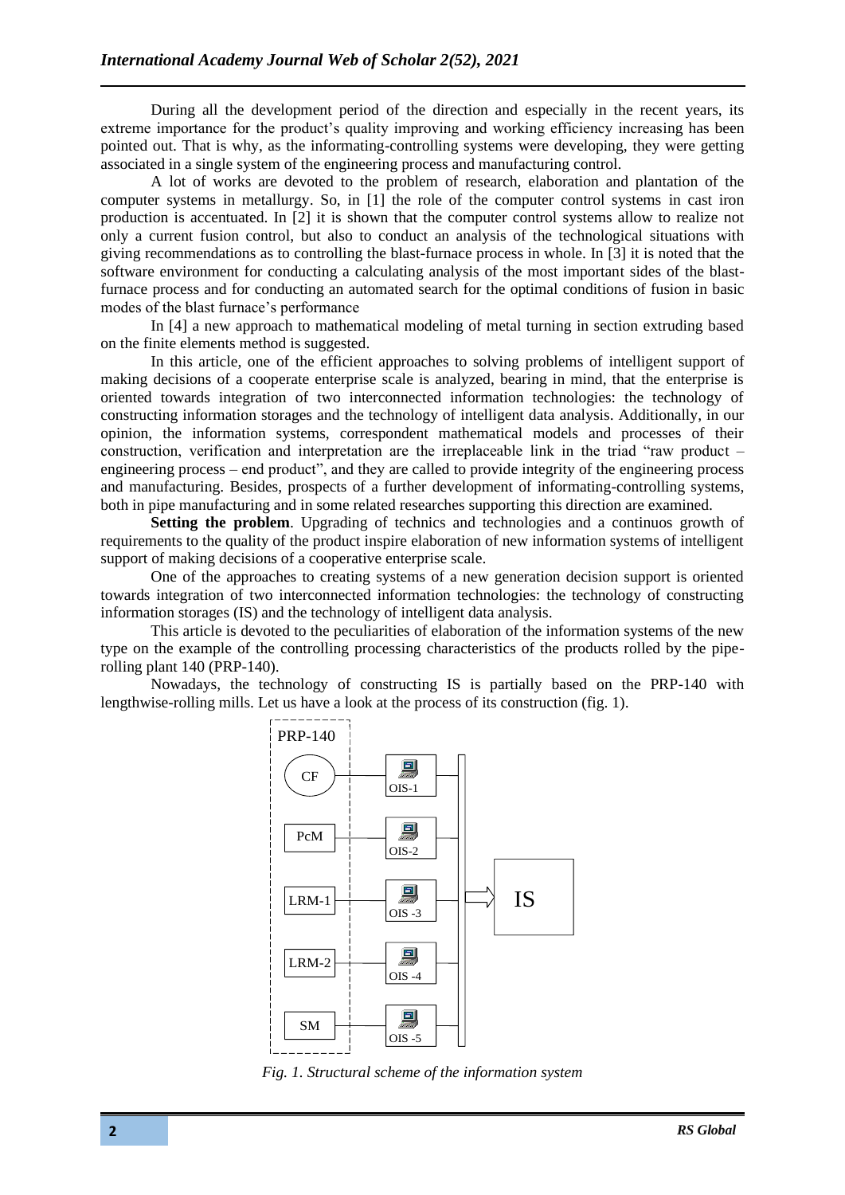During all the development period of the direction and especially in the recent years, its extreme importance for the product's quality improving and working efficiency increasing has been pointed out. That is why, as the informating-controlling systems were developing, they were getting associated in a single system of the engineering process and manufacturing control.

A lot of works are devoted to the problem of research, elaboration and plantation of the computer systems in metallurgy. So, in [1] the role of the computer control systems in cast iron production is accentuated. In [2] it is shown that the computer control systems allow to realize not only a current fusion control, but also to conduct an analysis of the technological situations with giving recommendations as to controlling the blast-furnace process in whole. In [3] it is noted that the software environment for conducting a calculating analysis of the most important sides of the blast-furnace process and for conducting an automated search for the optimal conditions of fusion in basic modes of the blast furnace's performance

In [4] a new approach to mathematical modeling of metal turning in section extruding based on the finite elements method is suggested.

In this article, one of the efficient approaches to solving problems of intelligent support of making decisions of a cooperate enterprise scale is analyzed, bearing in mind, that the enterprise is oriented towards integration of two interconnected information technologies: the technology of constructing information storages and the technology of intelligent data analysis. Additionally, in our opinion, the information systems, correspondent mathematical models and processes of their construction, verification and interpretation are the irreplaceable link in the triad "raw product – engineering process – end product", and they are called to provide integrity of the engineering process and manufacturing. Besides, prospects of a further development of informating-controlling systems, both in pipe manufacturing and in some related researches supporting this direction are examined.

**Setting the problem**. Upgrading of technics and technologies and a continuos growth of requirements to the quality of the product inspire elaboration of new information systems of intelligent support of making decisions of a cooperative enterprise scale.

One of the approaches to creating systems of a new generation decision support is oriented towards integration of two interconnected information technologies: the technology of constructing information storages (IS) and the technology of intelligent data analysis.

This article is devoted to the peculiarities of elaboration of the information systems of the new type on the example of the controlling processing characteristics of the products rolled by the pipe-rolling plant 140 (PRP-140).

Nowadays, the technology of constructing IS is partially based on the PRP-140 with lengthwise-rolling mills. Let us have a look at the process of its construction (fig. 1).

PRP-140: CF – OIS-1; PcM – OIS-2; LRM-1 – OIS -3; LRM-2 – OIS -4; SM – OIS -5 → IS

*Fig. 1. Structural scheme of the information system*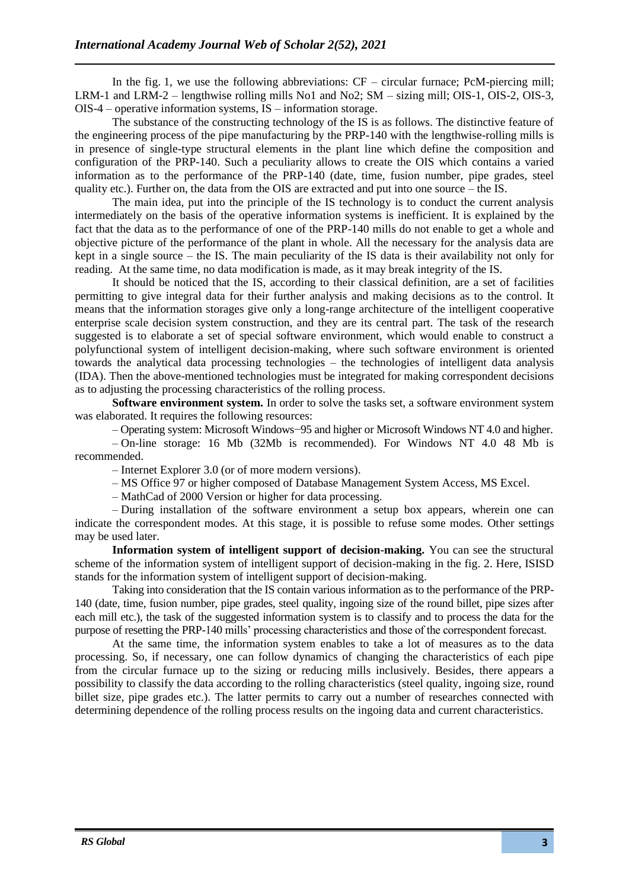In the fig. 1, we use the following abbreviations: CF – circular furnace; PcM-piercing mill; LRM-1 and LRM-2 – lengthwise rolling mills No1 and No2; SM – sizing mill; OIS-1, OIS-2, OIS-3, OIS-4 – operative information systems, IS – information storage.

The substance of the constructing technology of the IS is as follows. The distinctive feature of the engineering process of the pipe manufacturing by the PRP-140 with the lengthwise-rolling mills is in presence of single-type structural elements in the plant line which define the composition and configuration of the PRP-140. Such a peculiarity allows to create the OIS which contains a varied information as to the performance of the PRP-140 (date, time, fusion number, pipe grades, steel quality etc.). Further on, the data from the OIS are extracted and put into one source – the IS.

The main idea, put into the principle of the IS technology is to conduct the current analysis intermediately on the basis of the operative information systems is inefficient. It is explained by the fact that the data as to the performance of one of the PRP-140 mills do not enable to get a whole and objective picture of the performance of the plant in whole. All the necessary for the analysis data are kept in a single source – the IS. The main peculiarity of the IS data is their availability not only for reading. At the same time, no data modification is made, as it may break integrity of the IS.

It should be noticed that the IS, according to their classical definition, are a set of facilities permitting to give integral data for their further analysis and making decisions as to the control. It means that the information storages give only a long-range architecture of the intelligent cooperative enterprise scale decision system construction, and they are its central part. The task of the research suggested is to elaborate a set of special software environment, which would enable to construct a polyfunctional system of intelligent decision-making, where such software environment is oriented towards the analytical data processing technologies – the technologies of intelligent data analysis (IDA). Then the above-mentioned technologies must be integrated for making correspondent decisions as to adjusting the processing characteristics of the rolling process.

**Software environment system.** In order to solve the tasks set, a software environment system was elaborated. It requires the following resources:

– Operating system: Microsoft Windows−95 and higher or Microsoft Windows NT 4.0 and higher.

– On-line storage: 16 Mb (32Mb is recommended). For Windows NT 4.0 48 Mb is recommended.

– Internet Explorer 3.0 (or of more modern versions).

– MS Office 97 or higher composed of Database Management System Access, MS Excel.

– MathCad of 2000 Version or higher for data processing.

– During installation of the software environment a setup box appears, wherein one can indicate the correspondent modes. At this stage, it is possible to refuse some modes. Other settings may be used later.

**Information system of intelligent support of decision-making.** You can see the structural scheme of the information system of intelligent support of decision-making in the fig. 2. Here, ISISD stands for the information system of intelligent support of decision-making.

Taking into consideration that the IS contain various information as to the performance of the PRP-140 (date, time, fusion number, pipe grades, steel quality, ingoing size of the round billet, pipe sizes after each mill etc.), the task of the suggested information system is to classify and to process the data for the purpose of resetting the PRP-140 mills' processing characteristics and those of the correspondent forecast.

At the same time, the information system enables to take a lot of measures as to the data processing. So, if necessary, one can follow dynamics of changing the characteristics of each pipe from the circular furnace up to the sizing or reducing mills inclusively. Besides, there appears a possibility to classify the data according to the rolling characteristics (steel quality, ingoing size, round billet size, pipe grades etc.). The latter permits to carry out a number of researches connected with determining dependence of the rolling process results on the ingoing data and current characteristics.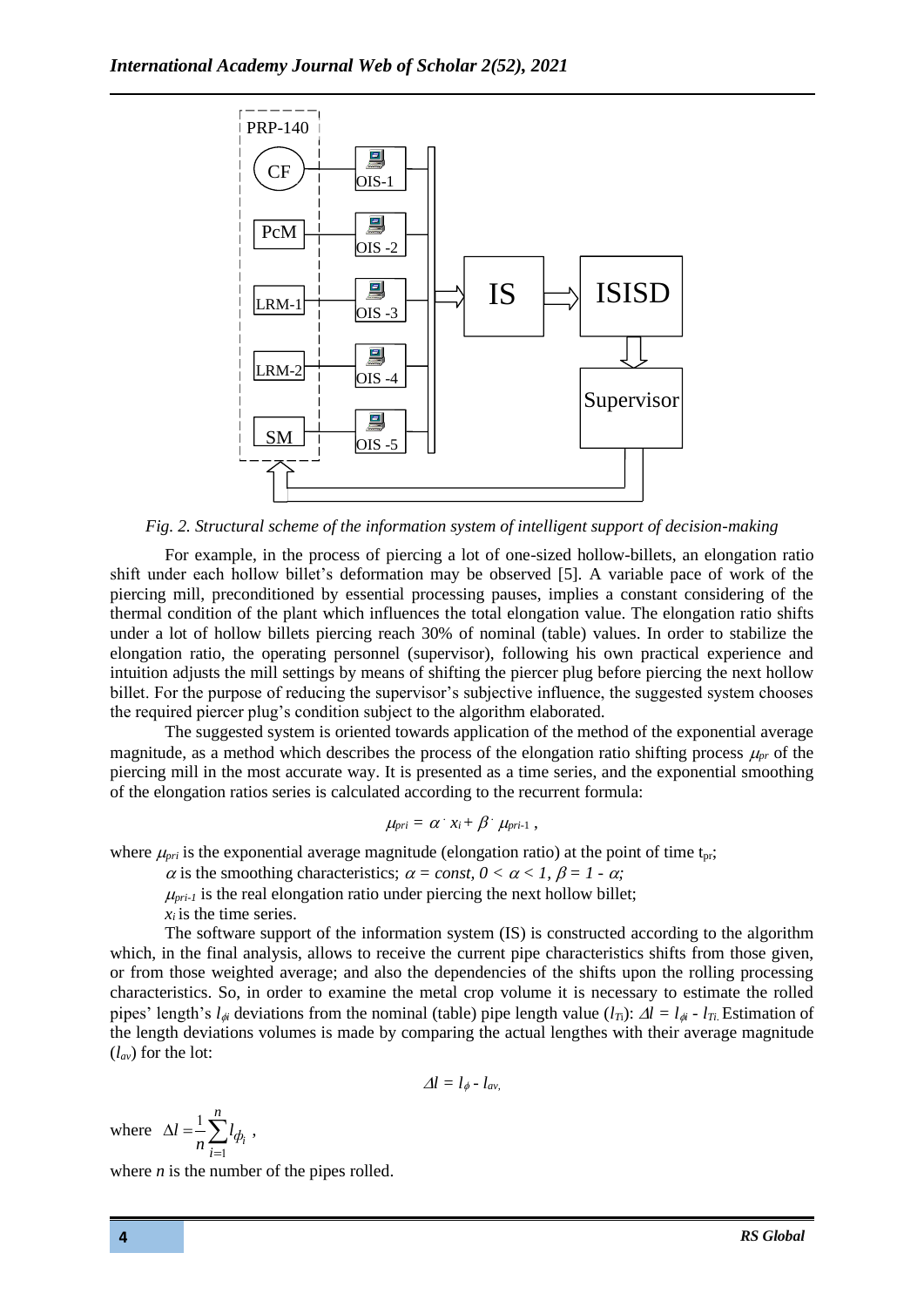*Fig. 2. Structural scheme of the information system of intelligent support of decision-making*

For example, in the process of piercing a lot of one-sized hollow-billets, an elongation ratio shift under each hollow billet's deformation may be observed [5]. A variable pace of work of the piercing mill, preconditioned by essential processing pauses, implies a constant considering of the thermal condition of the plant which influences the total elongation value. The elongation ratio shifts under a lot of hollow billets piercing reach 30% of nominal (table) values. In order to stabilize the elongation ratio, the operating personnel (supervisor), following his own practical experience and intuition adjusts the mill settings by means of shifting the piercer plug before piercing the next hollow billet. For the purpose of reducing the supervisor's subjective influence, the suggested system chooses the required piercer plug's condition subject to the algorithm elaborated.

The suggested system is oriented towards application of the method of the exponential average magnitude, as a method which describes the process of the elongation ratio shifting process $\mu_{pr}$ of the piercing mill in the most accurate way. It is presented as a time series, and the exponential smoothing of the elongation ratios series is calculated according to the recurrent formula:

$$\mu_{pri} = \alpha \cdot x_i + \beta \cdot \mu_{pri\text{-}1} ,$$

where $\mu_{pri}$ is the exponential average magnitude (elongation ratio) at the point of time $t_{pr}$;

$\alpha$ is the smoothing characteristics; $\alpha = const, 0 < \alpha < 1, \beta = 1 - \alpha;$

$\mu_{pri-1}$ is the real elongation ratio under piercing the next hollow billet;

$x_i$ is the time series.

The software support of the information system (IS) is constructed according to the algorithm which, in the final analysis, allows to receive the current pipe characteristics shifts from those given, or from those weighted average; and also the dependencies of the shifts upon the rolling processing characteristics. So, in order to examine the metal crop volume it is necessary to estimate the rolled pipes' length's $l_{\phi i}$ deviations from the nominal (table) pipe length value ($l_{Ti}$): $\Delta l = l_{\phi i} - l_{Ti.}$ Estimation of the length deviations volumes is made by comparing the actual lengthes with their average magnitude ($l_{av}$) for the lot:

$$\Delta l = l_{\phi} - l_{av,}$$

where $\Delta l = \frac{1}{n}\sum_{i=1}^{n} l_{\phi_i}$ ,

where *n* is the number of the pipes rolled.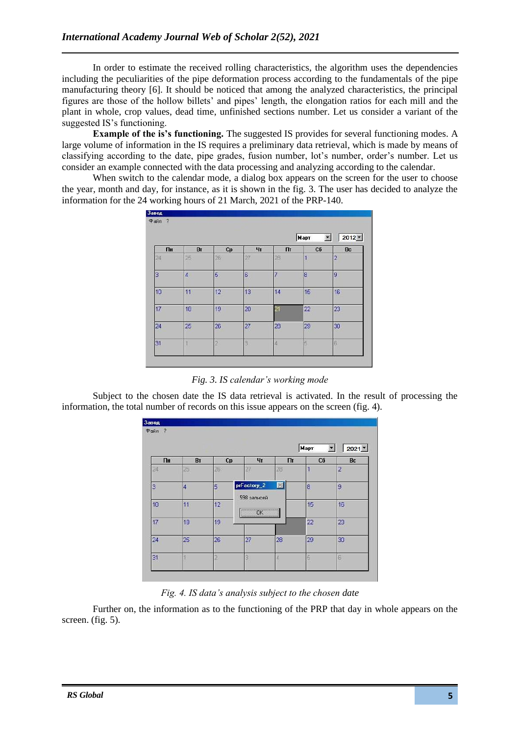In order to estimate the received rolling characteristics, the algorithm uses the dependencies including the peculiarities of the pipe deformation process according to the fundamentals of the pipe manufacturing theory [6]. It should be noticed that among the analyzed characteristics, the principal figures are those of the hollow billets' and pipes' length, the elongation ratios for each mill and the plant in whole, crop values, dead time, unfinished sections number. Let us consider a variant of the suggested IS's functioning.

**Example of the is's functioning.** The suggested IS provides for several functioning modes. A large volume of information in the IS requires a preliminary data retrieval, which is made by means of classifying according to the date, pipe grades, fusion number, lot's number, order's number. Let us consider an example connected with the data processing and analyzing according to the calendar.

When switch to the calendar mode, a dialog box appears on the screen for the user to choose the year, month and day, for instance, as it is shown in the fig. 3. The user has decided to analyze the information for the 24 working hours of 21 March, 2021 of the PRP-140.

*Fig. 3. IS calendar's working mode*

Subject to the chosen date the IS data retrieval is activated. In the result of processing the information, the total number of records on this issue appears on the screen (fig. 4).

*Fig. 4. IS data's analysis subject to the chosen date*

Further on, the information as to the functioning of the PRP that day in whole appears on the screen. (fig. 5).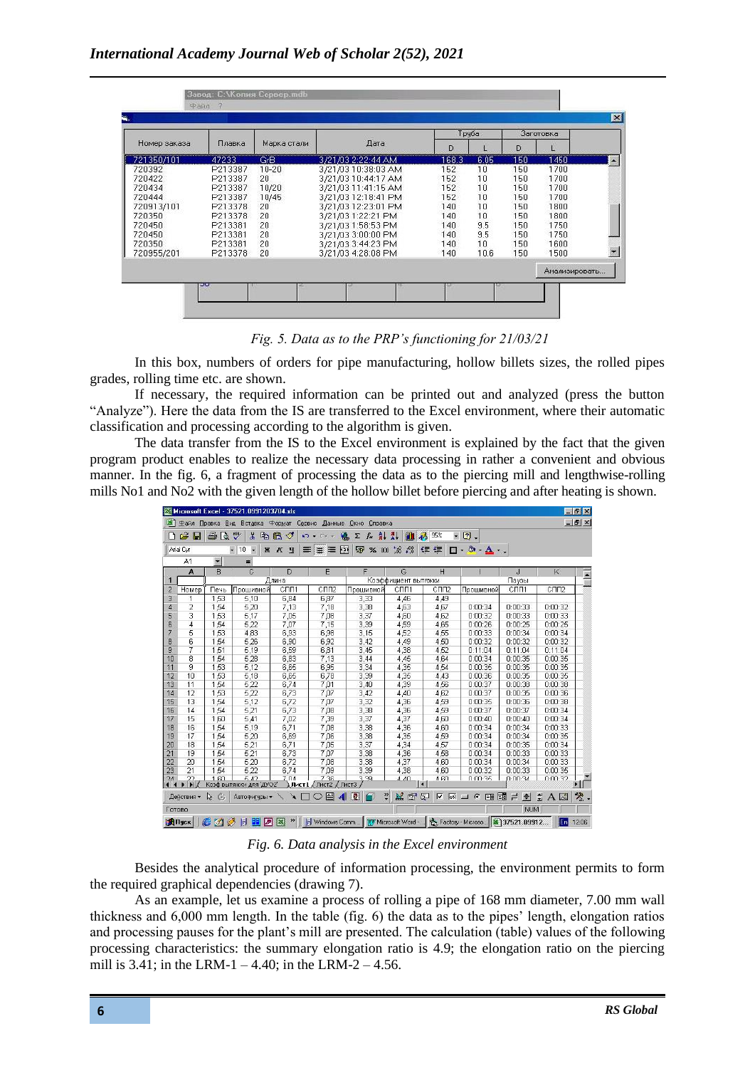Fig. 5. Data as to the PRP's functioning for 21/03/21

In this box, numbers of orders for pipe manufacturing, hollow billets sizes, the rolled pipes grades, rolling time etc. are shown.

If necessary, the required information can be printed out and analyzed (press the button "Analyze"). Here the data from the IS are transferred to the Excel environment, where their automatic classification and processing according to the algorithm is given.

The data transfer from the IS to the Excel environment is explained by the fact that the given program product enables to realize the necessary data processing in rather a convenient and obvious manner. In the fig. 6, a fragment of processing the data as to the piercing mill and lengthwise-rolling mills No1 and No2 with the given length of the hollow billet before piercing and after heating is shown.

Fig. 6. Data analysis in the Excel environment

Besides the analytical procedure of information processing, the environment permits to form the required graphical dependencies (drawing 7).

As an example, let us examine a process of rolling a pipe of 168 mm diameter, 7.00 mm wall thickness and 6,000 mm length. In the table (fig. 6) the data as to the pipes' length, elongation ratios and processing pauses for the plant's mill are presented. The calculation (table) values of the following processing characteristics: the summary elongation ratio is 4.9; the elongation ratio on the piercing mill is 3.41; in the LRM-1 – 4.40; in the LRM-2 – 4.56.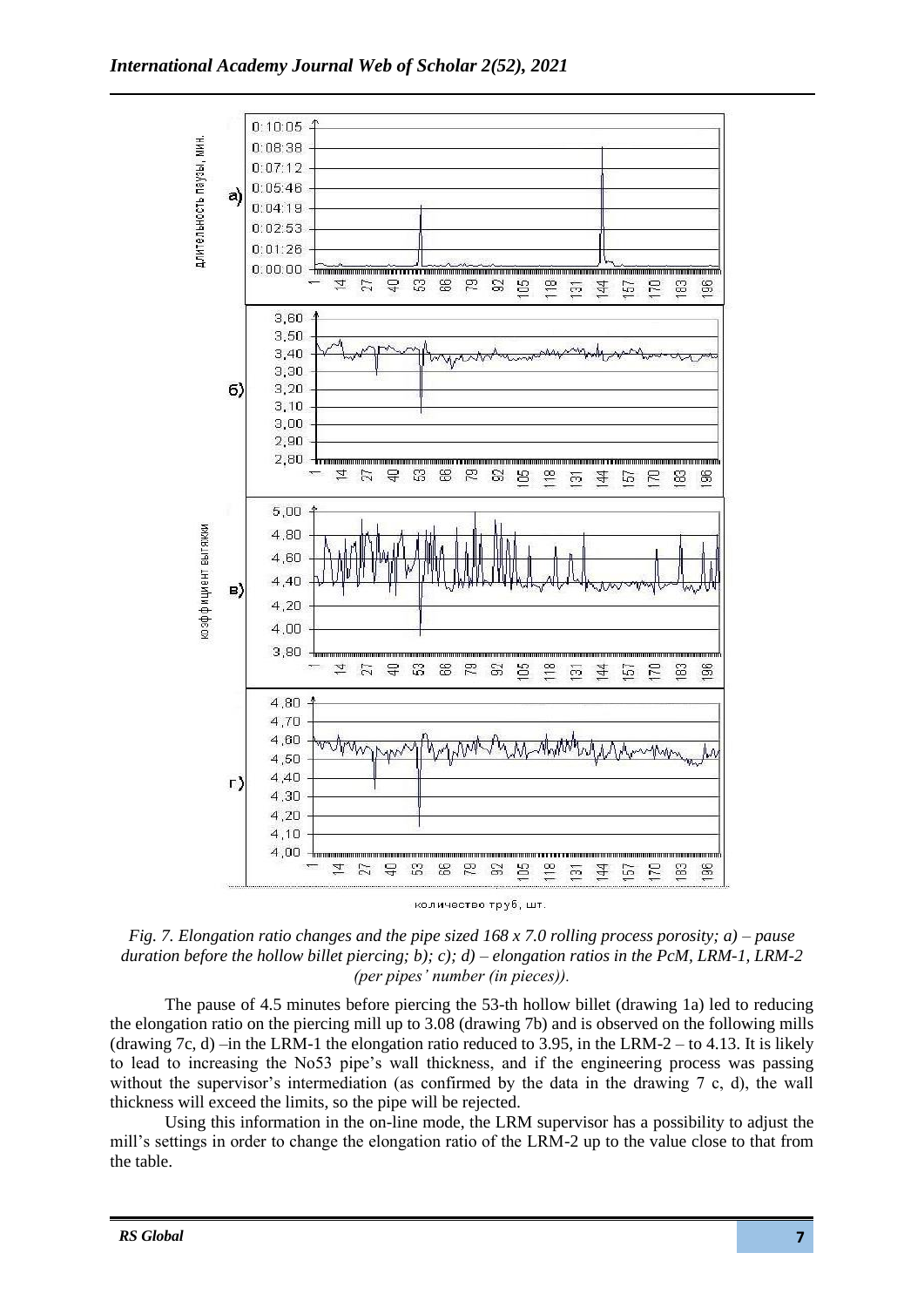*Fig. 7. Elongation ratio changes and the pipe sized 168 x 7.0 rolling process porosity; a) – pause duration before the hollow billet piercing; b); c); d) – elongation ratios in the PcM, LRM-1, LRM-2 (per pipes' number (in pieces)).*

The pause of 4.5 minutes before piercing the 53-th hollow billet (drawing 1a) led to reducing the elongation ratio on the piercing mill up to 3.08 (drawing 7b) and is observed on the following mills (drawing 7c, d) –in the LRM-1 the elongation ratio reduced to 3.95, in the LRM-2 – to 4.13. It is likely to lead to increasing the No53 pipe's wall thickness, and if the engineering process was passing without the supervisor's intermediation (as confirmed by the data in the drawing 7 c, d), the wall thickness will exceed the limits, so the pipe will be rejected.

Using this information in the on-line mode, the LRM supervisor has a possibility to adjust the mill's settings in order to change the elongation ratio of the LRM-2 up to the value close to that from the table.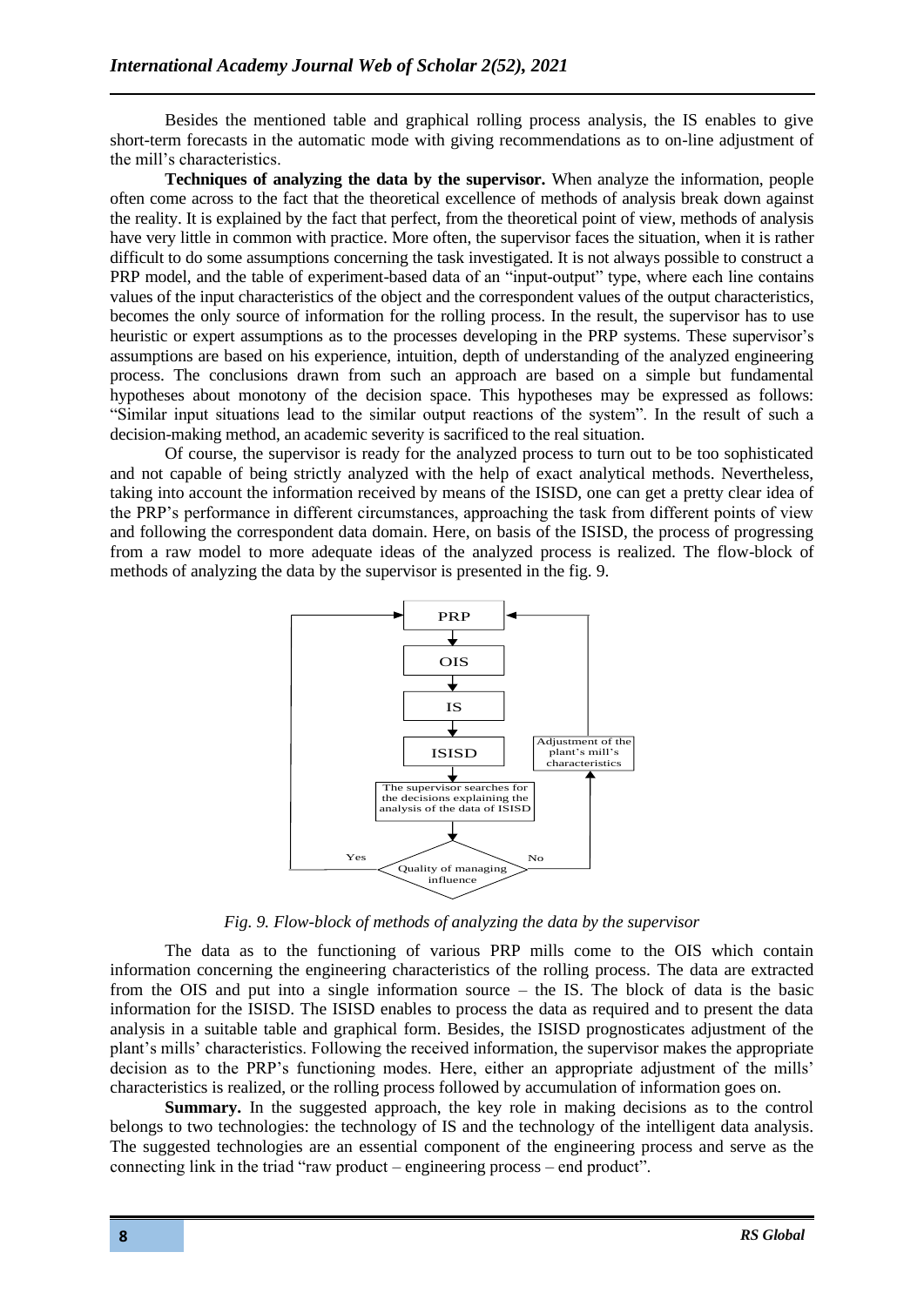Besides the mentioned table and graphical rolling process analysis, the IS enables to give short-term forecasts in the automatic mode with giving recommendations as to on-line adjustment of the mill's characteristics.

**Techniques of analyzing the data by the supervisor.** When analyze the information, people often come across to the fact that the theoretical excellence of methods of analysis break down against the reality. It is explained by the fact that perfect, from the theoretical point of view, methods of analysis have very little in common with practice. More often, the supervisor faces the situation, when it is rather difficult to do some assumptions concerning the task investigated. It is not always possible to construct a PRP model, and the table of experiment-based data of an "input-output" type, where each line contains values of the input characteristics of the object and the correspondent values of the output characteristics, becomes the only source of information for the rolling process. In the result, the supervisor has to use heuristic or expert assumptions as to the processes developing in the PRP systems. These supervisor's assumptions are based on his experience, intuition, depth of understanding of the analyzed engineering process. The conclusions drawn from such an approach are based on a simple but fundamental hypotheses about monotony of the decision space. This hypotheses may be expressed as follows: "Similar input situations lead to the similar output reactions of the system". In the result of such a decision-making method, an academic severity is sacrificed to the real situation.

Of course, the supervisor is ready for the analyzed process to turn out to be too sophisticated and not capable of being strictly analyzed with the help of exact analytical methods. Nevertheless, taking into account the information received by means of the ISISD, one can get a pretty clear idea of the PRP's performance in different circumstances, approaching the task from different points of view and following the correspondent data domain. Here, on basis of the ISISD, the process of progressing from a raw model to more adequate ideas of the analyzed process is realized. The flow-block of methods of analyzing the data by the supervisor is presented in the fig. 9.

*Fig. 9. Flow-block of methods of analyzing the data by the supervisor*

The data as to the functioning of various PRP mills come to the OIS which contain information concerning the engineering characteristics of the rolling process. The data are extracted from the OIS and put into a single information source – the IS. The block of data is the basic information for the ISISD. The ISISD enables to process the data as required and to present the data analysis in a suitable table and graphical form. Besides, the ISISD prognosticates adjustment of the plant's mills' characteristics. Following the received information, the supervisor makes the appropriate decision as to the PRP's functioning modes. Here, either an appropriate adjustment of the mills' characteristics is realized, or the rolling process followed by accumulation of information goes on.

**Summary.** In the suggested approach, the key role in making decisions as to the control belongs to two technologies: the technology of IS and the technology of the intelligent data analysis. The suggested technologies are an essential component of the engineering process and serve as the connecting link in the triad "raw product – engineering process – end product".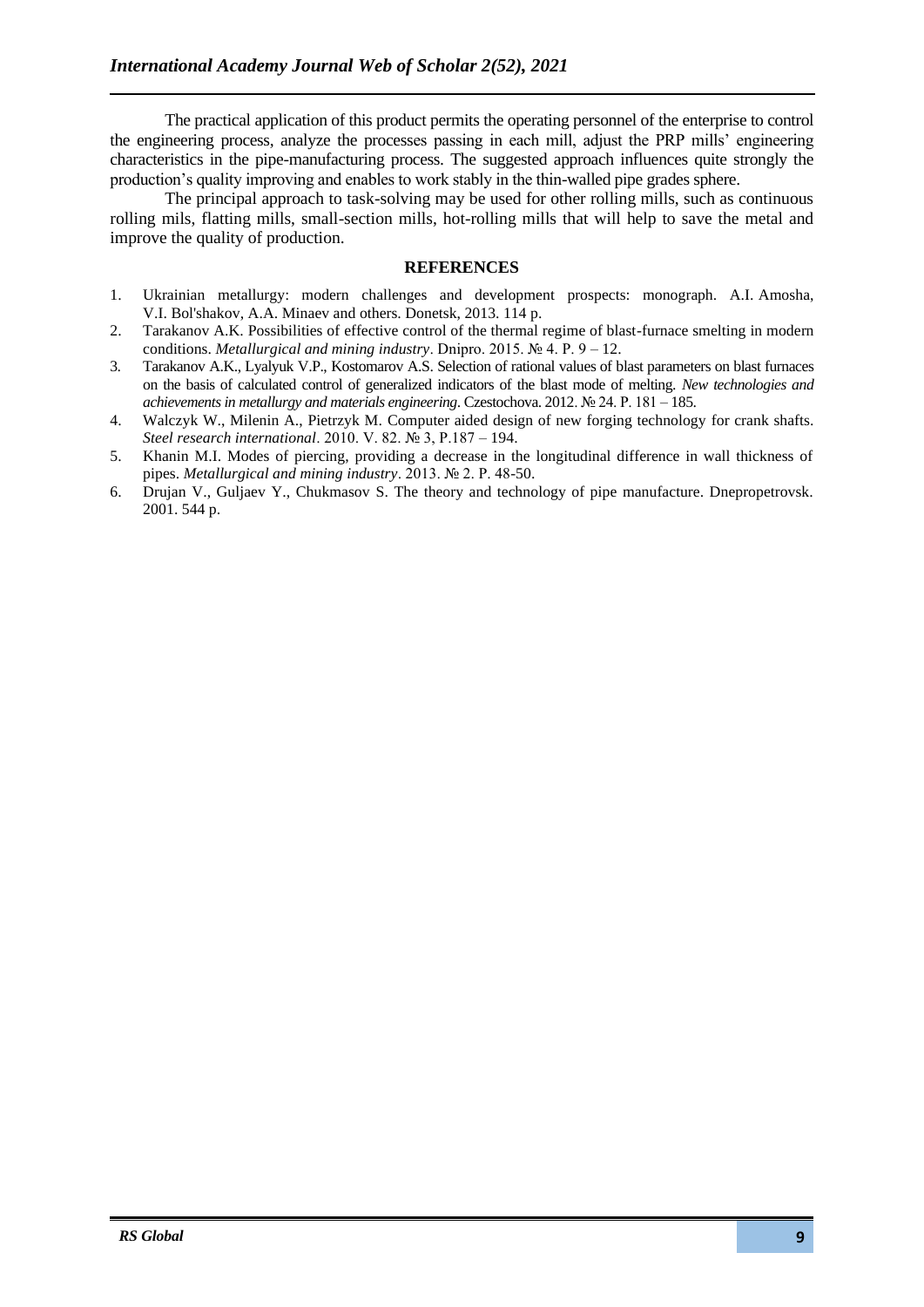The practical application of this product permits the operating personnel of the enterprise to control the engineering process, analyze the processes passing in each mill, adjust the PRP mills' engineering characteristics in the pipe-manufacturing process. The suggested approach influences quite strongly the production's quality improving and enables to work stably in the thin-walled pipe grades sphere.

The principal approach to task-solving may be used for other rolling mills, such as continuous rolling mils, flatting mills, small-section mills, hot-rolling mills that will help to save the metal and improve the quality of production.

## REFERENCES

1. Ukrainian metallurgy: modern challenges and development prospects: monograph. A.I. Amosha, V.I. Bol'shakov, A.A. Minaev and others. Donetsk, 2013. 114 p.
2. Tarakanov A.K. Possibilities of effective control of the thermal regime of blast-furnace smelting in modern conditions. *Metallurgical and mining industry*. Dnipro. 2015. № 4. P. 9 – 12.
3. Tarakanov A.K., Lyalyuk V.P., Kostomarov A.S. Selection of rational values of blast parameters on blast furnaces on the basis of calculated control of generalized indicators of the blast mode of melting. *New technologies and achievements in metallurgy and materials engineering*. Czestochova. 2012. № 24. P. 181 – 185.
4. Walczyk W., Milenin A., Pietrzyk M. Computer aided design of new forging technology for crank shafts. *Steel research international*. 2010. V. 82. № 3, P.187 – 194.
5. Khanin M.I. Modes of piercing, providing a decrease in the longitudinal difference in wall thickness of pipes. *Metallurgical and mining industry*. 2013. № 2. P. 48-50.
6. Drujan V., Guljaev Y., Chukmasov S. The theory and technology of pipe manufacture. Dnepropetrovsk. 2001. 544 p.